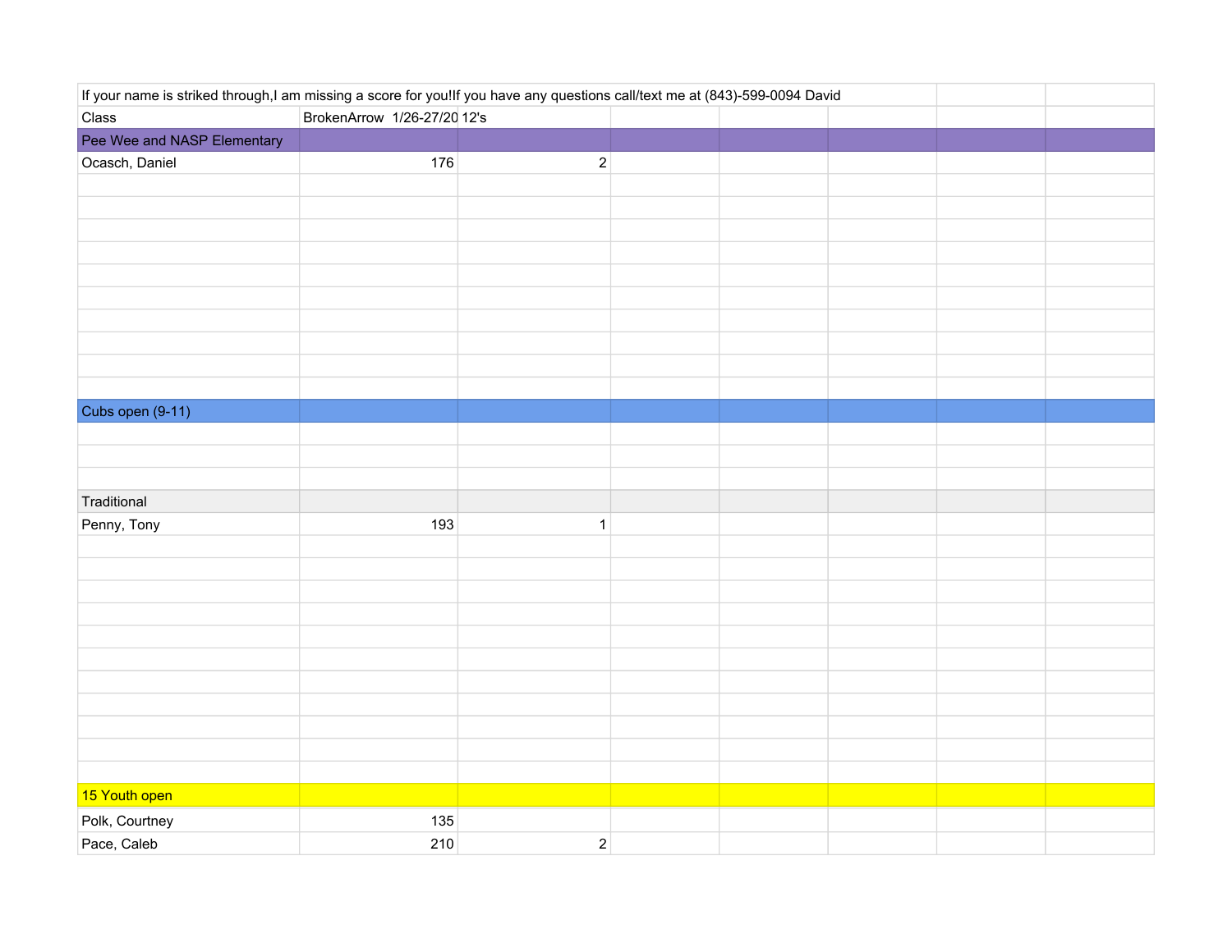| If your name is striked through,I am missing a score for you!If you have any questions call/text me at (843)-599-0094 David | | | | | | | |
|---|---|---|---|---|---|---|---|
| Class | BrokenArrow 1/26-27/20 | 12's | | | | | |
| Pee Wee and NASP Elementary | | | | | | | |
| Ocasch, Daniel | 176 | 2 | | | | | |
| | | | | | | | |
| | | | | | | | |
| | | | | | | | |
| | | | | | | | |
| | | | | | | | |
| | | | | | | | |
| | | | | | | | |
| | | | | | | | |
| | | | | | | | |
| | | | | | | | |
| Cubs open (9-11) | | | | | | | |
| | | | | | | | |
| | | | | | | | |
| | | | | | | | |
| Traditional | | | | | | | |
| Penny, Tony | 193 | 1 | | | | | |
| | | | | | | | |
| | | | | | | | |
| | | | | | | | |
| | | | | | | | |
| | | | | | | | |
| | | | | | | | |
| | | | | | | | |
| | | | | | | | |
| | | | | | | | |
| | | | | | | | |
| | | | | | | | |
| 15 Youth open | | | | | | | |
| Polk, Courtney | 135 | | | | | | |
| Pace, Caleb | 210 | 2 | | | | | |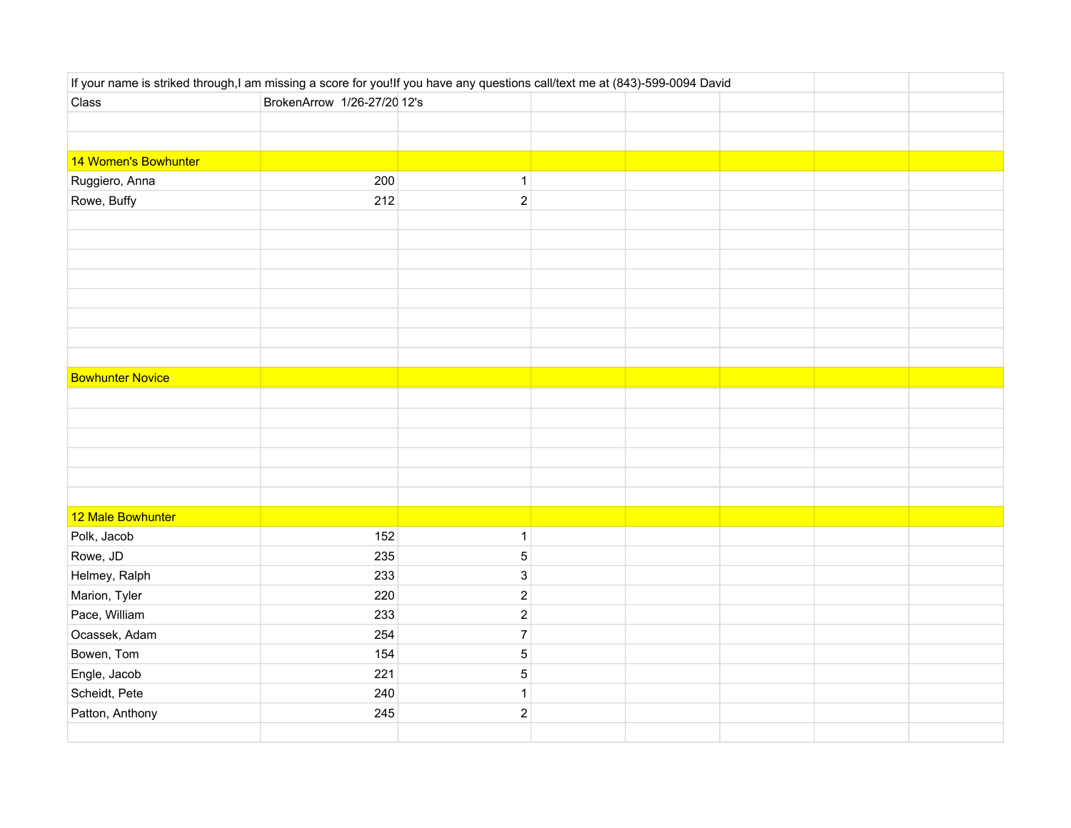If your name is striked through,I am missing a score for you!If you have any questions call/text me at (843)-599-0094 David

| Class | BrokenArrow 1/26-27/20 | 12's |
|---|---|---|
| **14 Women's Bowhunter** | | |
| Ruggiero, Anna | 200 | 1 |
| Rowe, Buffy | 212 | 2 |
| **Bowhunter Novice** | | |
| **12 Male Bowhunter** | | |
| Polk, Jacob | 152 | 1 |
| Rowe, JD | 235 | 5 |
| Helmey, Ralph | 233 | 3 |
| Marion, Tyler | 220 | 2 |
| Pace, William | 233 | 2 |
| Ocassek, Adam | 254 | 7 |
| Bowen, Tom | 154 | 5 |
| Engle, Jacob | 221 | 5 |
| Scheidt, Pete | 240 | 1 |
| Patton, Anthony | 245 | 2 |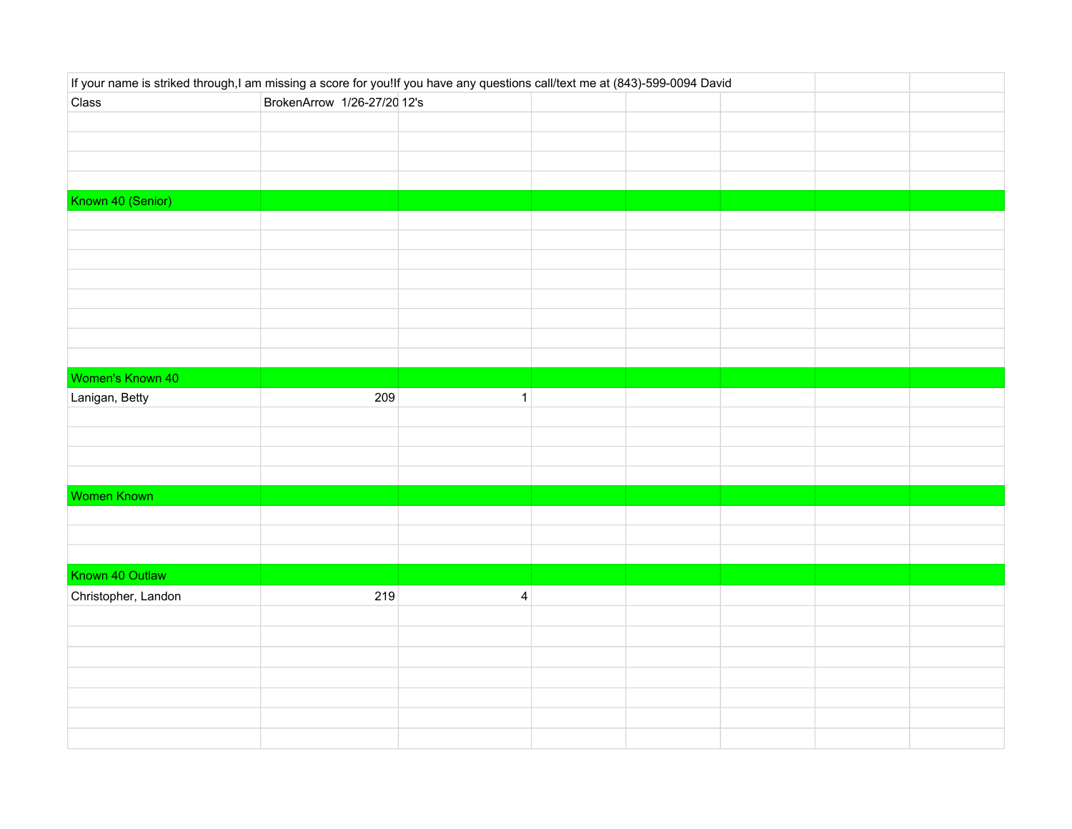| If your name is striked through,I am missing a score for you!If you have any questions call/text me at (843)-599-0094 David | | | | | | | |
|---|---|---|---|---|---|---|---|
| Class | BrokenArrow 1/26-27/20 | 12's | | | | | |
| | | | | | | | |
| | | | | | | | |
| | | | | | | | |
| | | | | | | | |
| Known 40 (Senior) | | | | | | | |
| | | | | | | | |
| | | | | | | | |
| | | | | | | | |
| | | | | | | | |
| | | | | | | | |
| | | | | | | | |
| | | | | | | | |
| | | | | | | | |
| Women's Known 40 | | | | | | | |
| Lanigan, Betty | 209 | 1 | | | | | |
| | | | | | | | |
| | | | | | | | |
| | | | | | | | |
| | | | | | | | |
| Women Known | | | | | | | |
| | | | | | | | |
| | | | | | | | |
| | | | | | | | |
| Known 40 Outlaw | | | | | | | |
| Christopher, Landon | 219 | 4 | | | | | |
| | | | | | | | |
| | | | | | | | |
| | | | | | | | |
| | | | | | | | |
| | | | | | | | |
| | | | | | | | |
| | | | | | | | |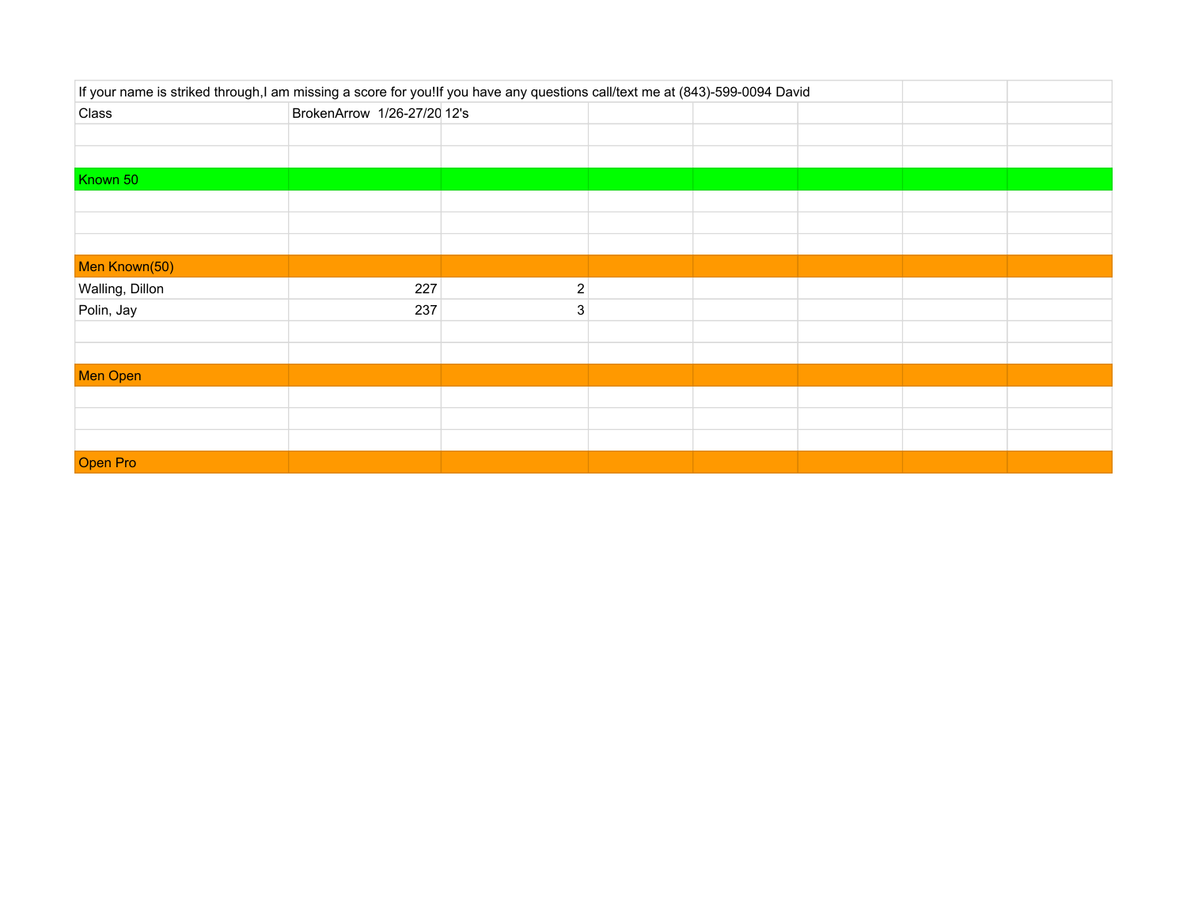| | | | | | | | |
|---|---|---|---|---|---|---|---|
| If your name is striked through,I am missing a score for you!If you have any questions call/text me at (843)-599-0094 David | | | | | | | |
| Class | BrokenArrow 1/26-27/20 | 12's | | | | | |
| | | | | | | | |
| | | | | | | | |
| Known 50 | | | | | | | |
| | | | | | | | |
| | | | | | | | |
| | | | | | | | |
| Men Known(50) | | | | | | | |
| Walling, Dillon | 227 | 2 | | | | | |
| Polin, Jay | 237 | 3 | | | | | |
| | | | | | | | |
| | | | | | | | |
| Men Open | | | | | | | |
| | | | | | | | |
| | | | | | | | |
| | | | | | | | |
| Open Pro | | | | | | | |